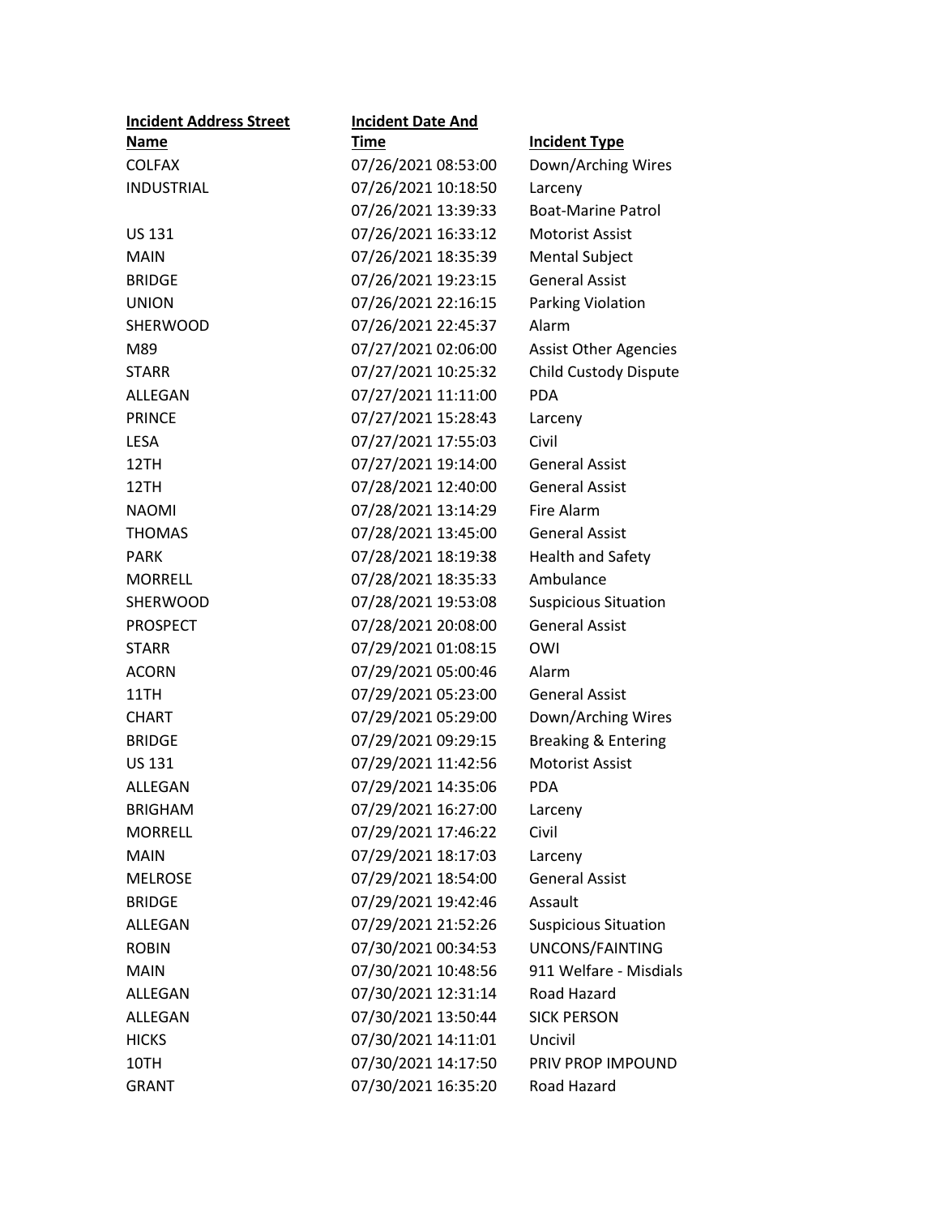| Incident Address Street Name | Incident Date And Time | Incident Type |
|---|---|---|
| COLFAX | 07/26/2021 08:53:00 | Down/Arching Wires |
| INDUSTRIAL | 07/26/2021 10:18:50 | Larceny |
| | 07/26/2021 13:39:33 | Boat-Marine Patrol |
| US 131 | 07/26/2021 16:33:12 | Motorist Assist |
| MAIN | 07/26/2021 18:35:39 | Mental Subject |
| BRIDGE | 07/26/2021 19:23:15 | General Assist |
| UNION | 07/26/2021 22:16:15 | Parking Violation |
| SHERWOOD | 07/26/2021 22:45:37 | Alarm |
| M89 | 07/27/2021 02:06:00 | Assist Other Agencies |
| STARR | 07/27/2021 10:25:32 | Child Custody Dispute |
| ALLEGAN | 07/27/2021 11:11:00 | PDA |
| PRINCE | 07/27/2021 15:28:43 | Larceny |
| LESA | 07/27/2021 17:55:03 | Civil |
| 12TH | 07/27/2021 19:14:00 | General Assist |
| 12TH | 07/28/2021 12:40:00 | General Assist |
| NAOMI | 07/28/2021 13:14:29 | Fire Alarm |
| THOMAS | 07/28/2021 13:45:00 | General Assist |
| PARK | 07/28/2021 18:19:38 | Health and Safety |
| MORRELL | 07/28/2021 18:35:33 | Ambulance |
| SHERWOOD | 07/28/2021 19:53:08 | Suspicious Situation |
| PROSPECT | 07/28/2021 20:08:00 | General Assist |
| STARR | 07/29/2021 01:08:15 | OWI |
| ACORN | 07/29/2021 05:00:46 | Alarm |
| 11TH | 07/29/2021 05:23:00 | General Assist |
| CHART | 07/29/2021 05:29:00 | Down/Arching Wires |
| BRIDGE | 07/29/2021 09:29:15 | Breaking & Entering |
| US 131 | 07/29/2021 11:42:56 | Motorist Assist |
| ALLEGAN | 07/29/2021 14:35:06 | PDA |
| BRIGHAM | 07/29/2021 16:27:00 | Larceny |
| MORRELL | 07/29/2021 17:46:22 | Civil |
| MAIN | 07/29/2021 18:17:03 | Larceny |
| MELROSE | 07/29/2021 18:54:00 | General Assist |
| BRIDGE | 07/29/2021 19:42:46 | Assault |
| ALLEGAN | 07/29/2021 21:52:26 | Suspicious Situation |
| ROBIN | 07/30/2021 00:34:53 | UNCONS/FAINTING |
| MAIN | 07/30/2021 10:48:56 | 911 Welfare - Misdials |
| ALLEGAN | 07/30/2021 12:31:14 | Road Hazard |
| ALLEGAN | 07/30/2021 13:50:44 | SICK PERSON |
| HICKS | 07/30/2021 14:11:01 | Uncivil |
| 10TH | 07/30/2021 14:17:50 | PRIV PROP IMPOUND |
| GRANT | 07/30/2021 16:35:20 | Road Hazard |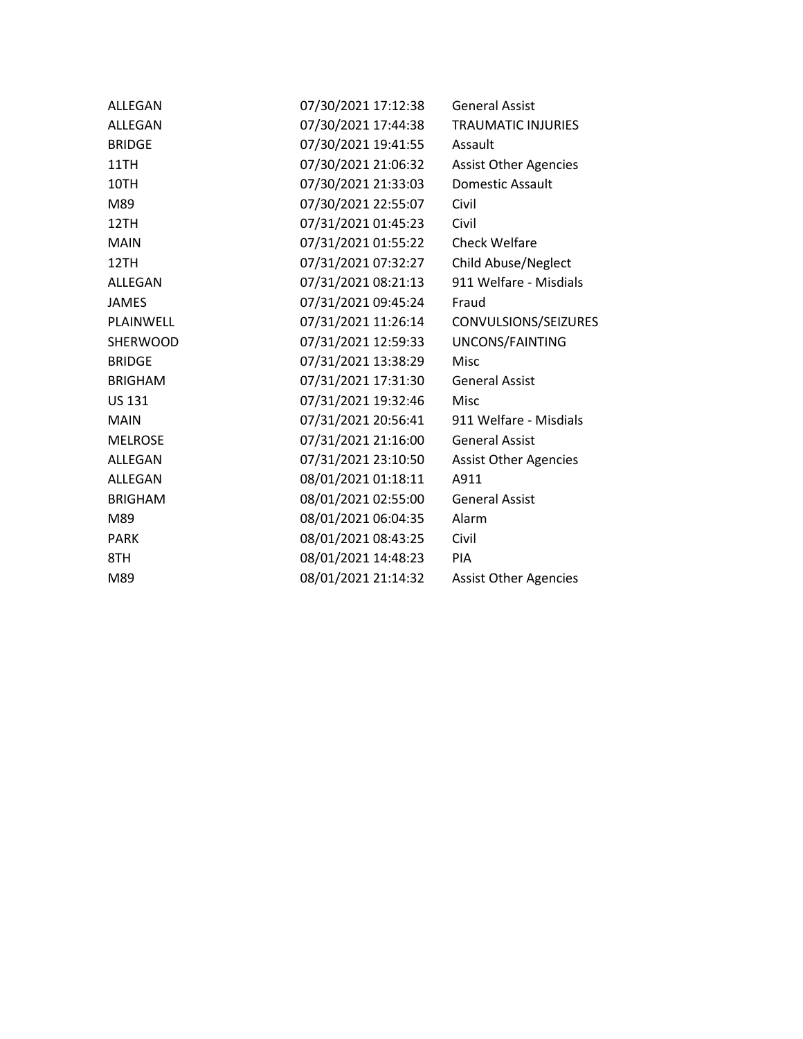| | | |
|---|---|---|
| ALLEGAN | 07/30/2021 17:12:38 | General Assist |
| ALLEGAN | 07/30/2021 17:44:38 | TRAUMATIC INJURIES |
| BRIDGE | 07/30/2021 19:41:55 | Assault |
| 11TH | 07/30/2021 21:06:32 | Assist Other Agencies |
| 10TH | 07/30/2021 21:33:03 | Domestic Assault |
| M89 | 07/30/2021 22:55:07 | Civil |
| 12TH | 07/31/2021 01:45:23 | Civil |
| MAIN | 07/31/2021 01:55:22 | Check Welfare |
| 12TH | 07/31/2021 07:32:27 | Child Abuse/Neglect |
| ALLEGAN | 07/31/2021 08:21:13 | 911 Welfare - Misdials |
| JAMES | 07/31/2021 09:45:24 | Fraud |
| PLAINWELL | 07/31/2021 11:26:14 | CONVULSIONS/SEIZURES |
| SHERWOOD | 07/31/2021 12:59:33 | UNCONS/FAINTING |
| BRIDGE | 07/31/2021 13:38:29 | Misc |
| BRIGHAM | 07/31/2021 17:31:30 | General Assist |
| US 131 | 07/31/2021 19:32:46 | Misc |
| MAIN | 07/31/2021 20:56:41 | 911 Welfare - Misdials |
| MELROSE | 07/31/2021 21:16:00 | General Assist |
| ALLEGAN | 07/31/2021 23:10:50 | Assist Other Agencies |
| ALLEGAN | 08/01/2021 01:18:11 | A911 |
| BRIGHAM | 08/01/2021 02:55:00 | General Assist |
| M89 | 08/01/2021 06:04:35 | Alarm |
| PARK | 08/01/2021 08:43:25 | Civil |
| 8TH | 08/01/2021 14:48:23 | PIA |
| M89 | 08/01/2021 21:14:32 | Assist Other Agencies |